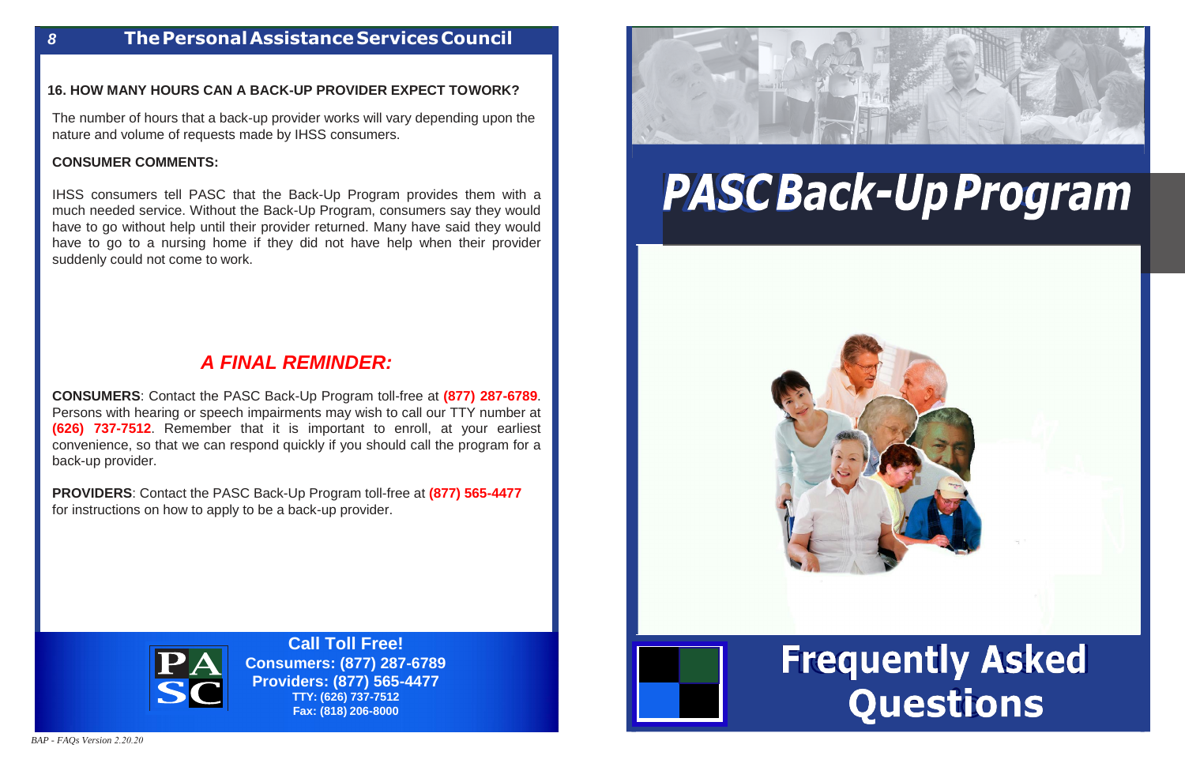## 16. HOW MANY HOURS CAN A BACK-UP PROVIDER EXPECT TOWORK?

The number of hours that a back-up provider works will vary depending upon the nature and volume of requests made by IHSS consumers.

**CONSUMER COMMENTS:**

IHSS consumers tell PASC that the Back-Up Program provides them with a much needed service. Without the Back-Up Program, consumers say they would have to go without help until their provider returned. Many have said they would have to go to a nursing home if they did not have help when their provider suddenly could not come to work.

## *A FINAL REMINDER:*

**CONSUMERS**: Contact the PASC Back-Up Program toll-free at **(877) 287-6789**. Persons with hearing or speech impairments may wish to call our TTY number at **(626) 737-7512**. Remember that it is important to enroll, at your earliest convenience, so that we can respond quickly if you should call the program for a back-up provider.

**PROVIDERS**: Contact the PASC Back-Up Program toll-free at **(877) 565-4477** for instructions on how to apply to be a back-up provider.

**Call Toll Free!**
**Consumers: (877) 287-6789**
**Providers: (877) 565-4477**
**TTY: (626) 737-7512**
**Fax: (818) 206-8000**

*BAP - FAQs Version 2.20.20*

# *PASC Back-Up Program*

# Frequently Asked Questions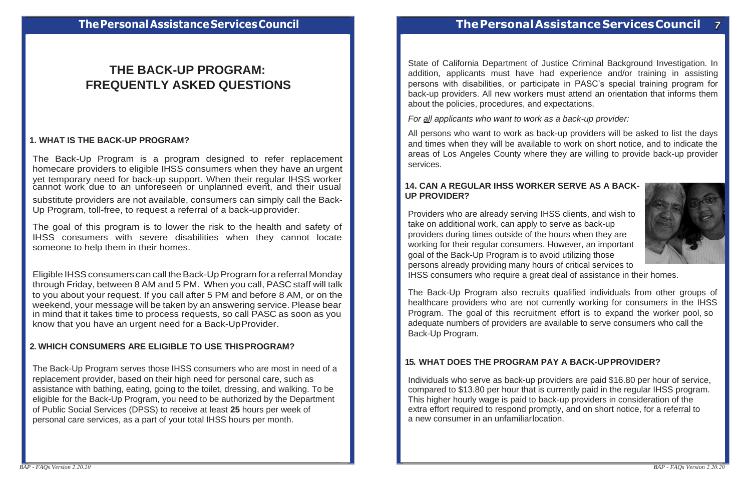# THE BACK-UP PROGRAM: FREQUENTLY ASKED QUESTIONS

### 1. WHAT IS THE BACK-UP PROGRAM?

The Back-Up Program is a program designed to refer replacement homecare providers to eligible IHSS consumers when they have an urgent yet temporary need for back-up support. When their regular IHSS worker cannot work due to an unforeseen or unplanned event, and their usual substitute providers are not available, consumers can simply call the Back-Up Program, toll-free, to request a referral of a back-upprovider.

The goal of this program is to lower the risk to the health and safety of IHSS consumers with severe disabilities when they cannot locate someone to help them in their homes.

Eligible IHSS consumers can call the Back-Up Program for a referral Monday through Friday, between 8 AM and 5 PM. When you call, PASC staff will talk to you about your request. If you call after 5 PM and before 8 AM, or on the weekend, your message will be taken by an answering service. Please bear in mind that it takes time to process requests, so call PASC as soon as you know that you have an urgent need for a Back-UpProvider.

### 2. WHICH CONSUMERS ARE ELIGIBLE TO USE THISPROGRAM?

The Back-Up Program serves those IHSS consumers who are most in need of a replacement provider, based on their high need for personal care, such as assistance with bathing, eating, going to the toilet, dressing, and walking. To be eligible for the Back-Up Program, you need to be authorized by the Department of Public Social Services (DPSS) to receive at least **25** hours per week of personal care services, as a part of your total IHSS hours per month.

State of California Department of Justice Criminal Background Investigation. In addition, applicants must have had experience and/or training in assisting persons with disabilities, or participate in PASC's special training program for back-up providers. All new workers must attend an orientation that informs them about the policies, procedures, and expectations.

*For all applicants who want to work as a back-up provider:*

All persons who want to work as back-up providers will be asked to list the days and times when they will be available to work on short notice, and to indicate the areas of Los Angeles County where they are willing to provide back-up provider services.

### 14. CAN A REGULAR IHSS WORKER SERVE AS A BACK-UP PROVIDER?

Providers who are already serving IHSS clients, and wish to take on additional work, can apply to serve as back-up providers during times outside of the hours when they are working for their regular consumers. However, an important goal of the Back-Up Program is to avoid utilizing those persons already providing many hours of critical services to IHSS consumers who require a great deal of assistance in their homes.

The Back-Up Program also recruits qualified individuals from other groups of healthcare providers who are not currently working for consumers in the IHSS Program. The goal of this recruitment effort is to expand the worker pool, so adequate numbers of providers are available to serve consumers who call the Back-Up Program.

### 15. WHAT DOES THE PROGRAM PAY A BACK-UPPROVIDER?

Individuals who serve as back-up providers are paid $16.80 per hour of service, compared to $13.80 per hour that is currently paid in the regular IHSS program. This higher hourly wage is paid to back-up providers in consideration of the extra effort required to respond promptly, and on short notice, for a referral to a new consumer in an unfamiliarlocation.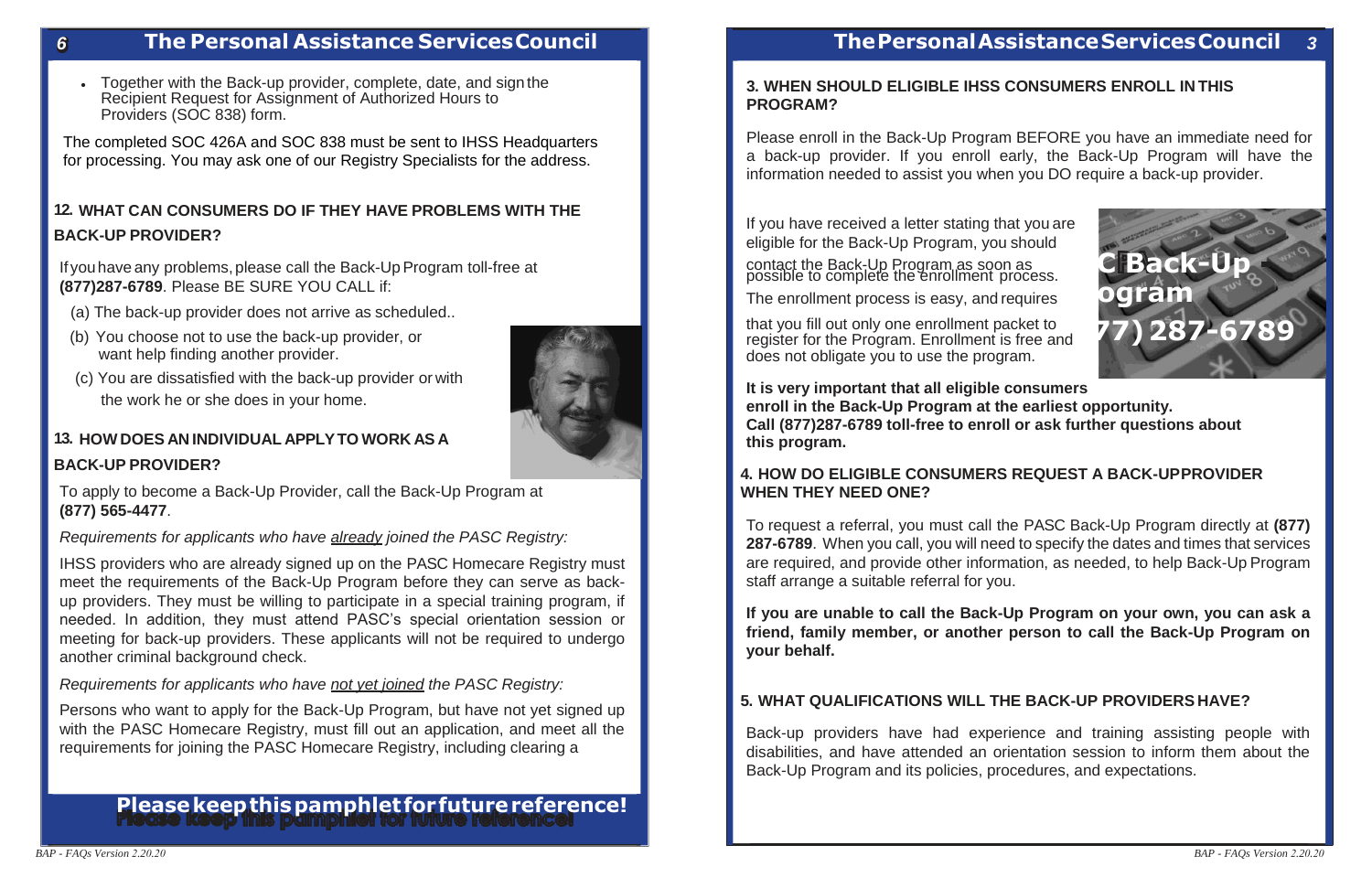- Together with the Back-up provider, complete, date, and sign the Recipient Request for Assignment of Authorized Hours to Providers (SOC 838) form.

The completed SOC 426A and SOC 838 must be sent to IHSS Headquarters for processing. You may ask one of our Registry Specialists for the address.

### 12. WHAT CAN CONSUMERS DO IF THEY HAVE PROBLEMS WITH THE BACK-UP PROVIDER?

If you have any problems, please call the Back-Up Program toll-free at **(877)287-6789**. Please BE SURE YOU CALL if:

(a) The back-up provider does not arrive as scheduled..

(b) You choose not to use the back-up provider, or want help finding another provider.

(c) You are dissatisfied with the back-up provider or with the work he or she does in your home.

### 13. HOW DOES AN INDIVIDUAL APPLY TO WORK AS A BACK-UP PROVIDER?

To apply to become a Back-Up Provider, call the Back-Up Program at **(877) 565-4477**.

*Requirements for applicants who have already joined the PASC Registry:*

IHSS providers who are already signed up on the PASC Homecare Registry must meet the requirements of the Back-Up Program before they can serve as back-up providers. They must be willing to participate in a special training program, if needed. In addition, they must attend PASC's special orientation session or meeting for back-up providers. These applicants will not be required to undergo another criminal background check.

*Requirements for applicants who have not yet joined the PASC Registry:*

Persons who want to apply for the Back-Up Program, but have not yet signed up with the PASC Homecare Registry, must fill out an application, and meet all the requirements for joining the PASC Homecare Registry, including clearing a

**Please keep this pamphlet for future reference!**

### 3. WHEN SHOULD ELIGIBLE IHSS CONSUMERS ENROLL IN THIS PROGRAM?

Please enroll in the Back-Up Program BEFORE you have an immediate need for a back-up provider. If you enroll early, the Back-Up Program will have the information needed to assist you when you DO require a back-up provider.

If you have received a letter stating that you are eligible for the Back-Up Program, you should contact the Back-Up Program as soon as possible to complete the enrollment process. The enrollment process is easy, and requires that you fill out only one enrollment packet to register for the Program. Enrollment is free and does not obligate you to use the program.

**It is very important that all eligible consumers enroll in the Back-Up Program at the earliest opportunity. Call (877)287-6789 toll-free to enroll or ask further questions about this program.**

### 4. HOW DO ELIGIBLE CONSUMERS REQUEST A BACK-UP PROVIDER WHEN THEY NEED ONE?

To request a referral, you must call the PASC Back-Up Program directly at **(877) 287-6789**. When you call, you will need to specify the dates and times that services are required, and provide other information, as needed, to help Back-Up Program staff arrange a suitable referral for you.

**If you are unable to call the Back-Up Program on your own, you can ask a friend, family member, or another person to call the Back-Up Program on your behalf.**

### 5. WHAT QUALIFICATIONS WILL THE BACK-UP PROVIDERS HAVE?

Back-up providers have had experience and training assisting people with disabilities, and have attended an orientation session to inform them about the Back-Up Program and its policies, procedures, and expectations.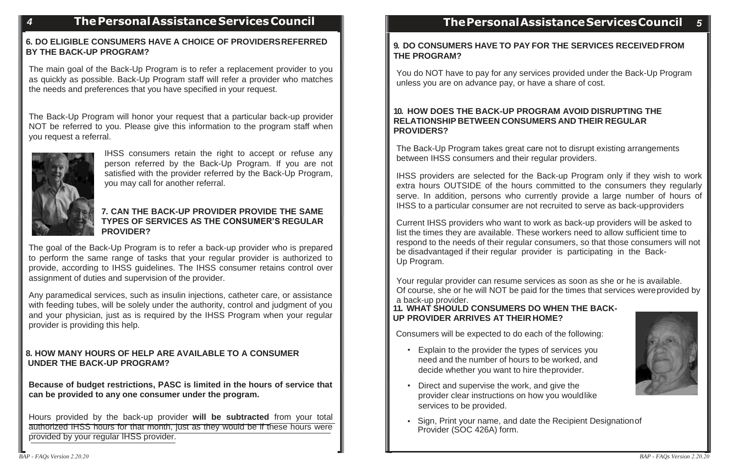**6. DO ELIGIBLE CONSUMERS HAVE A CHOICE OF PROVIDERS REFERRED BY THE BACK-UP PROGRAM?**

The main goal of the Back-Up Program is to refer a replacement provider to you as quickly as possible. Back-Up Program staff will refer a provider who matches the needs and preferences that you have specified in your request.

The Back-Up Program will honor your request that a particular back-up provider NOT be referred to you. Please give this information to the program staff when you request a referral.

IHSS consumers retain the right to accept or refuse any person referred by the Back-Up Program. If you are not satisfied with the provider referred by the Back-Up Program, you may call for another referral.

**7. CAN THE BACK-UP PROVIDER PROVIDE THE SAME TYPES OF SERVICES AS THE CONSUMER'S REGULAR PROVIDER?**

The goal of the Back-Up Program is to refer a back-up provider who is prepared to perform the same range of tasks that your regular provider is authorized to provide, according to IHSS guidelines. The IHSS consumer retains control over assignment of duties and supervision of the provider.

Any paramedical services, such as insulin injections, catheter care, or assistance with feeding tubes, will be solely under the authority, control and judgment of you and your physician, just as is required by the IHSS Program when your regular provider is providing this help.

**8. HOW MANY HOURS OF HELP ARE AVAILABLE TO A CONSUMER UNDER THE BACK-UP PROGRAM?**

**Because of budget restrictions, PASC is limited in the hours of service that can be provided to any one consumer under the program.**

Hours provided by the back-up provider **will be subtracted** from your total authorized IHSS hours for that month, just as they would be if these hours were provided by your regular IHSS provider.

**9. DO CONSUMERS HAVE TO PAY FOR THE SERVICES RECEIVED FROM THE PROGRAM?**

You do NOT have to pay for any services provided under the Back-Up Program unless you are on advance pay, or have a share of cost.

**10. HOW DOES THE BACK-UP PROGRAM AVOID DISRUPTING THE RELATIONSHIP BETWEEN CONSUMERS AND THEIR REGULAR PROVIDERS?**

The Back-Up Program takes great care not to disrupt existing arrangements between IHSS consumers and their regular providers.

IHSS providers are selected for the Back-up Program only if they wish to work extra hours OUTSIDE of the hours committed to the consumers they regularly serve. In addition, persons who currently provide a large number of hours of IHSS to a particular consumer are not recruited to serve as back-up providers

Current IHSS providers who want to work as back-up providers will be asked to list the times they are available. These workers need to allow sufficient time to respond to the needs of their regular consumers, so that those consumers will not be disadvantaged if their regular provider is participating in the Back-Up Program.

Your regular provider can resume services as soon as she or he is available. Of course, she or he will NOT be paid for the times that services were provided by a back-up provider.

**11. WHAT SHOULD CONSUMERS DO WHEN THE BACK-UP PROVIDER ARRIVES AT THEIR HOME?**

Consumers will be expected to do each of the following:

- Explain to the provider the types of services you need and the number of hours to be worked, and decide whether you want to hire the provider.
- Direct and supervise the work, and give the provider clear instructions on how you would like services to be provided.
- Sign, Print your name, and date the Recipient Designation of Provider (SOC 426A) form.